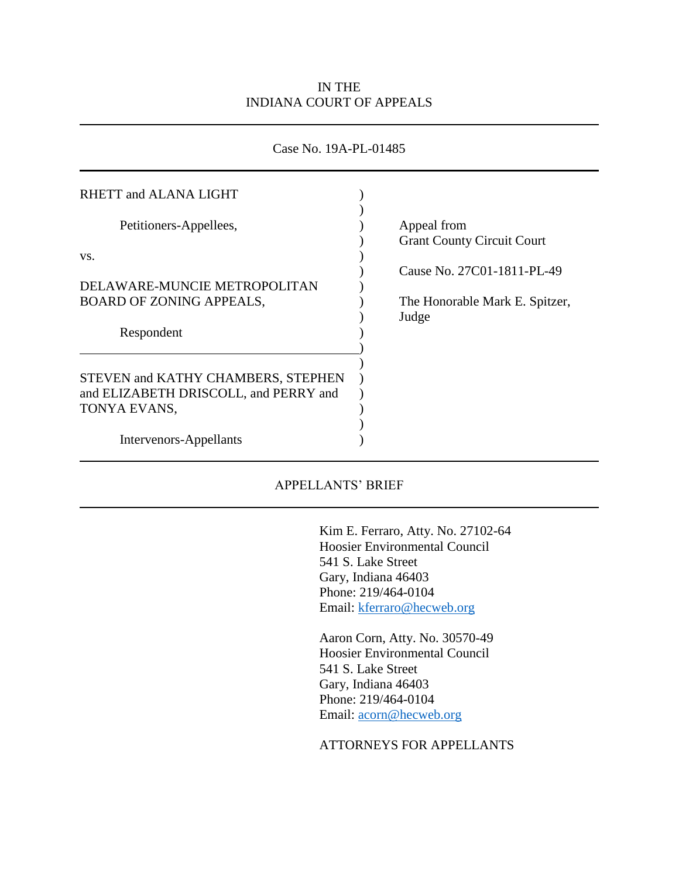IN THE
INDIANA COURT OF APPEALS

---

Case No. 19A-PL-01485

---

| | | |
|---|---|---|
| RHETT and ALANA LIGHT | ) | |
| | ) | |
| Petitioners-Appellees, | ) | Appeal from |
| | ) | Grant County Circuit Court |
| vs. | ) | |
| | ) | Cause No. 27C01-1811-PL-49 |
| DELAWARE-MUNCIE METROPOLITAN BOARD OF ZONING APPEALS, | ) | |
| | ) | The Honorable Mark E. Spitzer, Judge |
| Respondent | ) | |
| | ) | |
| STEVEN and KATHY CHAMBERS, STEPHEN and ELIZABETH DRISCOLL, and PERRY and TONYA EVANS, | ) | |
| | ) | |
| Intervenors-Appellants | ) | |

---

APPELLANTS' BRIEF

---

Kim E. Ferraro, Atty. No. 27102-64
Hoosier Environmental Council
541 S. Lake Street
Gary, Indiana 46403
Phone: 219/464-0104
Email: kferraro@hecweb.org

Aaron Corn, Atty. No. 30570-49
Hoosier Environmental Council
541 S. Lake Street
Gary, Indiana 46403
Phone: 219/464-0104
Email: acorn@hecweb.org

ATTORNEYS FOR APPELLANTS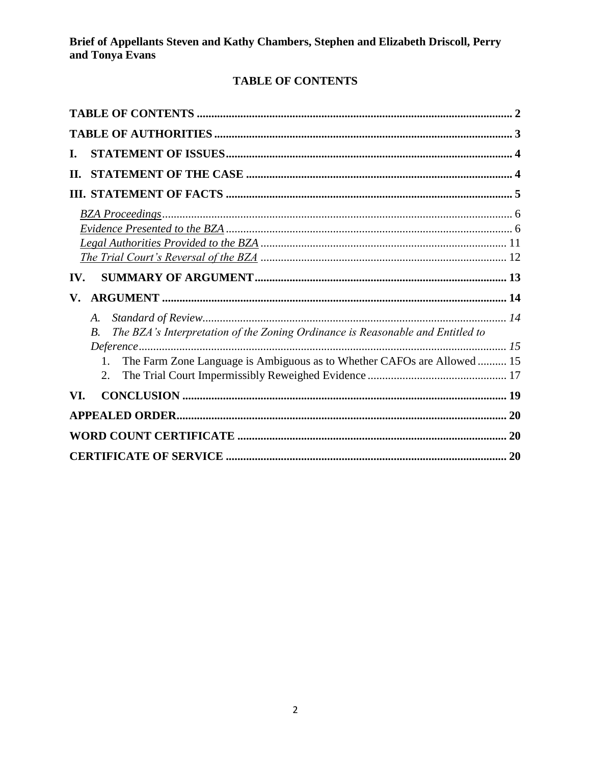**Brief of Appellants Steven and Kathy Chambers, Stephen and Elizabeth Driscoll, Perry and Tonya Evans**

# TABLE OF CONTENTS

**TABLE OF CONTENTS** .......... **2**

**TABLE OF AUTHORITIES** .......... **3**

**I. STATEMENT OF ISSUES** .......... **4**

**II. STATEMENT OF THE CASE** .......... **4**

**III. STATEMENT OF FACTS** .......... **5**

- BZA Proceedings .......... 6
- Evidence Presented to the BZA .......... 6
- Legal Authorities Provided to the BZA .......... 11
- The Trial Court's Reversal of the BZA .......... 12

**IV. SUMMARY OF ARGUMENT** .......... **13**

**V. ARGUMENT** .......... **14**

- *A. Standard of Review* .......... *14*
- *B. The BZA's Interpretation of the Zoning Ordinance is Reasonable and Entitled to Deference* .......... *15*
  1. The Farm Zone Language is Ambiguous as to Whether CAFOs are Allowed .......... 15
  2. The Trial Court Impermissibly Reweighed Evidence .......... 17

**VI. CONCLUSION** .......... **19**

**APPEALED ORDER** .......... **20**

**WORD COUNT CERTIFICATE** .......... **20**

**CERTIFICATE OF SERVICE** .......... **20**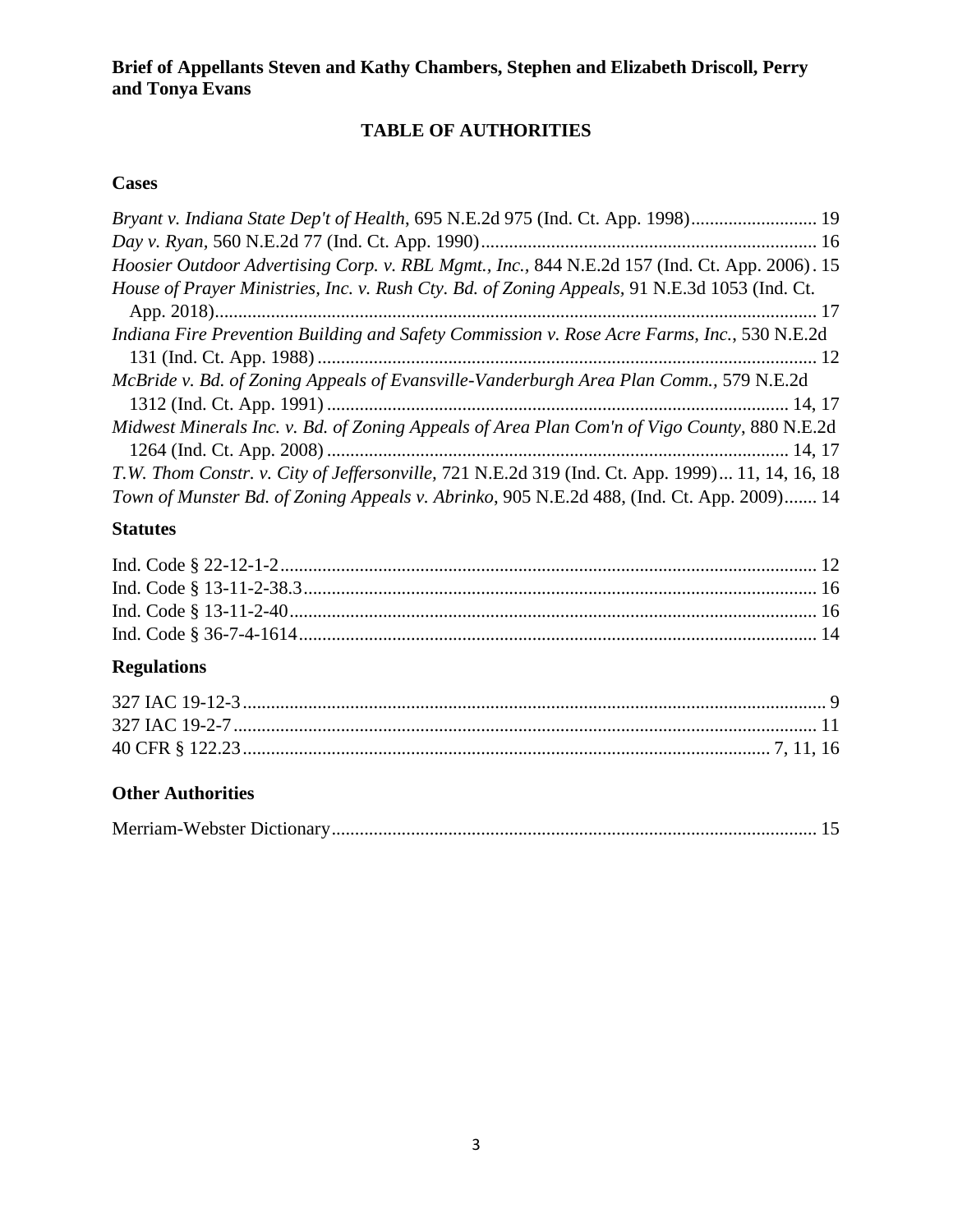**Brief of Appellants Steven and Kathy Chambers, Stephen and Elizabeth Driscoll, Perry and Tonya Evans**

## TABLE OF AUTHORITIES

### Cases

*Bryant v. Indiana State Dep't of Health*, 695 N.E.2d 975 (Ind. Ct. App. 1998)........................... 19

*Day v. Ryan*, 560 N.E.2d 77 (Ind. Ct. App. 1990)........................................................................ 16

*Hoosier Outdoor Advertising Corp. v. RBL Mgmt., Inc.*, 844 N.E.2d 157 (Ind. Ct. App. 2006). 15

*House of Prayer Ministries, Inc. v. Rush Cty. Bd. of Zoning Appeals*, 91 N.E.3d 1053 (Ind. Ct. App. 2018)................................................................................................................................ 17

*Indiana Fire Prevention Building and Safety Commission v. Rose Acre Farms, Inc.*, 530 N.E.2d 131 (Ind. Ct. App. 1988).......................................................................................................... 12

*McBride v. Bd. of Zoning Appeals of Evansville-Vanderburgh Area Plan Comm.*, 579 N.E.2d 1312 (Ind. Ct. App. 1991)................................................................................................ 14, 17

*Midwest Minerals Inc. v. Bd. of Zoning Appeals of Area Plan Com'n of Vigo County*, 880 N.E.2d 1264 (Ind. Ct. App. 2008)................................................................................................ 14, 17

*T.W. Thom Constr. v. City of Jeffersonville*, 721 N.E.2d 319 (Ind. Ct. App. 1999)... 11, 14, 16, 18

*Town of Munster Bd. of Zoning Appeals v. Abrinko*, 905 N.E.2d 488, (Ind. Ct. App. 2009)....... 14

### Statutes

Ind. Code § 22-12-1-2.................................................................................................................. 12

Ind. Code § 13-11-2-38.3............................................................................................................. 16

Ind. Code § 13-11-2-40................................................................................................................ 16

Ind. Code § 36-7-4-1614.............................................................................................................. 14

### Regulations

327 IAC 19-12-3............................................................................................................................ 9

327 IAC 19-2-7............................................................................................................................ 11

40 CFR § 122.23.............................................................................................................. 7, 11, 16

### Other Authorities

Merriam-Webster Dictionary....................................................................................................... 15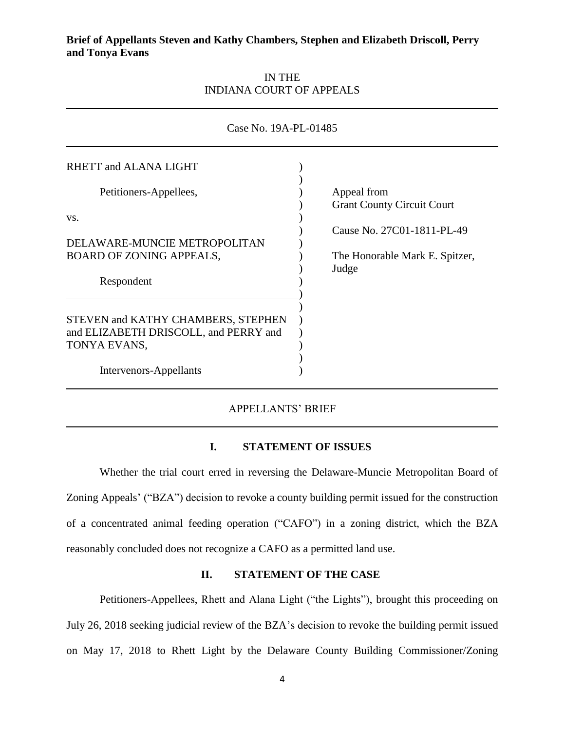**Brief of Appellants Steven and Kathy Chambers, Stephen and Elizabeth Driscoll, Perry and Tonya Evans**

IN THE
INDIANA COURT OF APPEALS

Case No. 19A-PL-01485

| | | |
|---|---|---|
| RHETT and ALANA LIGHT | ) | |
| | ) | |
| Petitioners-Appellees, | ) | Appeal from |
| | ) | Grant County Circuit Court |
| vs. | ) | |
| | ) | Cause No. 27C01-1811-PL-49 |
| DELAWARE-MUNCIE METROPOLITAN | ) | |
| BOARD OF ZONING APPEALS, | ) | The Honorable Mark E. Spitzer, |
| | ) | Judge |
| Respondent | ) | |
| | ) | |
| | ) | |
| STEVEN and KATHY CHAMBERS, STEPHEN | ) | |
| and ELIZABETH DRISCOLL, and PERRY and | ) | |
| TONYA EVANS, | ) | |
| | ) | |
| Intervenors-Appellants | ) | |

APPELLANTS' BRIEF

## I. STATEMENT OF ISSUES

Whether the trial court erred in reversing the Delaware-Muncie Metropolitan Board of Zoning Appeals' ("BZA") decision to revoke a county building permit issued for the construction of a concentrated animal feeding operation ("CAFO") in a zoning district, which the BZA reasonably concluded does not recognize a CAFO as a permitted land use.

## II. STATEMENT OF THE CASE

Petitioners-Appellees, Rhett and Alana Light ("the Lights"), brought this proceeding on July 26, 2018 seeking judicial review of the BZA's decision to revoke the building permit issued on May 17, 2018 to Rhett Light by the Delaware County Building Commissioner/Zoning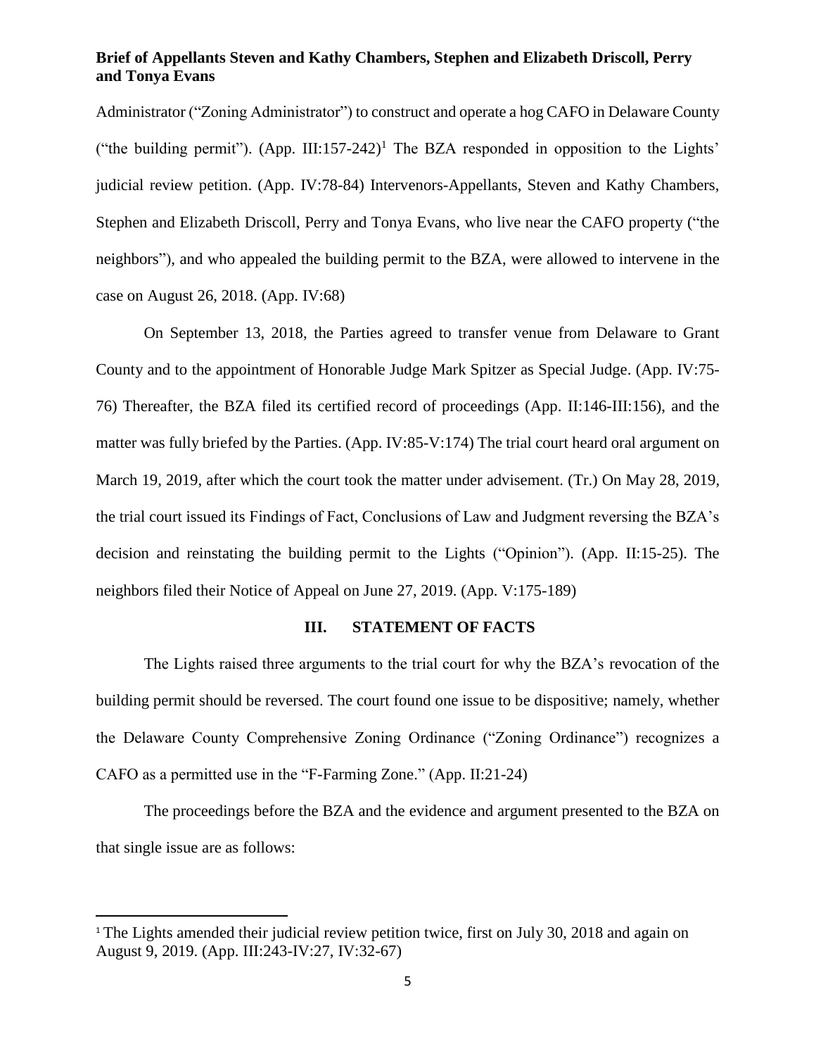Administrator ("Zoning Administrator") to construct and operate a hog CAFO in Delaware County ("the building permit"). (App. III:157-242)[1] The BZA responded in opposition to the Lights' judicial review petition. (App. IV:78-84) Intervenors-Appellants, Steven and Kathy Chambers, Stephen and Elizabeth Driscoll, Perry and Tonya Evans, who live near the CAFO property ("the neighbors"), and who appealed the building permit to the BZA, were allowed to intervene in the case on August 26, 2018. (App. IV:68)

On September 13, 2018, the Parties agreed to transfer venue from Delaware to Grant County and to the appointment of Honorable Judge Mark Spitzer as Special Judge. (App. IV:75-76) Thereafter, the BZA filed its certified record of proceedings (App. II:146-III:156), and the matter was fully briefed by the Parties. (App. IV:85-V:174) The trial court heard oral argument on March 19, 2019, after which the court took the matter under advisement. (Tr.) On May 28, 2019, the trial court issued its Findings of Fact, Conclusions of Law and Judgment reversing the BZA's decision and reinstating the building permit to the Lights ("Opinion"). (App. II:15-25). The neighbors filed their Notice of Appeal on June 27, 2019. (App. V:175-189)

## III. STATEMENT OF FACTS

The Lights raised three arguments to the trial court for why the BZA's revocation of the building permit should be reversed. The court found one issue to be dispositive; namely, whether the Delaware County Comprehensive Zoning Ordinance ("Zoning Ordinance") recognizes a CAFO as a permitted use in the "F-Farming Zone." (App. II:21-24)

The proceedings before the BZA and the evidence and argument presented to the BZA on that single issue are as follows:

---

[1] The Lights amended their judicial review petition twice, first on July 30, 2018 and again on August 9, 2019. (App. III:243-IV:27, IV:32-67)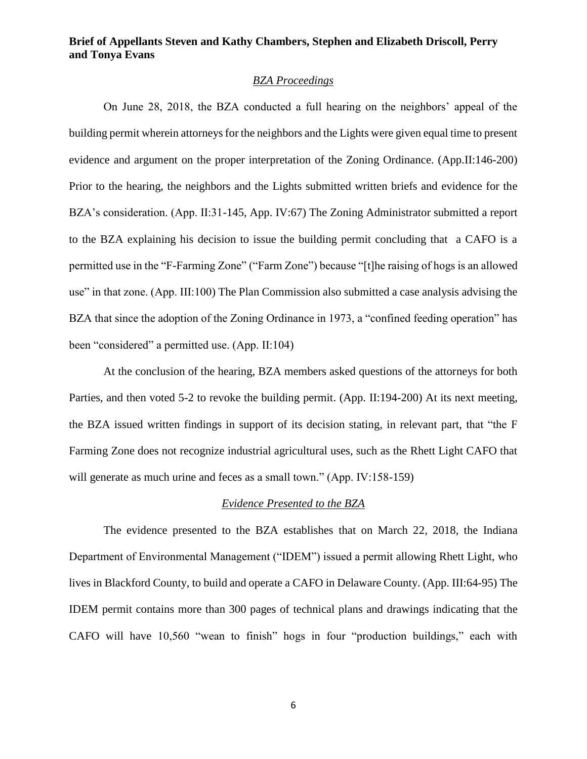*BZA Proceedings*

On June 28, 2018, the BZA conducted a full hearing on the neighbors' appeal of the building permit wherein attorneys for the neighbors and the Lights were given equal time to present evidence and argument on the proper interpretation of the Zoning Ordinance. (App.II:146-200) Prior to the hearing, the neighbors and the Lights submitted written briefs and evidence for the BZA's consideration. (App. II:31-145, App. IV:67) The Zoning Administrator submitted a report to the BZA explaining his decision to issue the building permit concluding that a CAFO is a permitted use in the "F-Farming Zone" ("Farm Zone") because "[t]he raising of hogs is an allowed use" in that zone. (App. III:100) The Plan Commission also submitted a case analysis advising the BZA that since the adoption of the Zoning Ordinance in 1973, a "confined feeding operation" has been "considered" a permitted use. (App. II:104)

At the conclusion of the hearing, BZA members asked questions of the attorneys for both Parties, and then voted 5-2 to revoke the building permit. (App. II:194-200) At its next meeting, the BZA issued written findings in support of its decision stating, in relevant part, that "the F Farming Zone does not recognize industrial agricultural uses, such as the Rhett Light CAFO that will generate as much urine and feces as a small town." (App. IV:158-159)

*Evidence Presented to the BZA*

The evidence presented to the BZA establishes that on March 22, 2018, the Indiana Department of Environmental Management ("IDEM") issued a permit allowing Rhett Light, who lives in Blackford County, to build and operate a CAFO in Delaware County. (App. III:64-95) The IDEM permit contains more than 300 pages of technical plans and drawings indicating that the CAFO will have 10,560 "wean to finish" hogs in four "production buildings," each with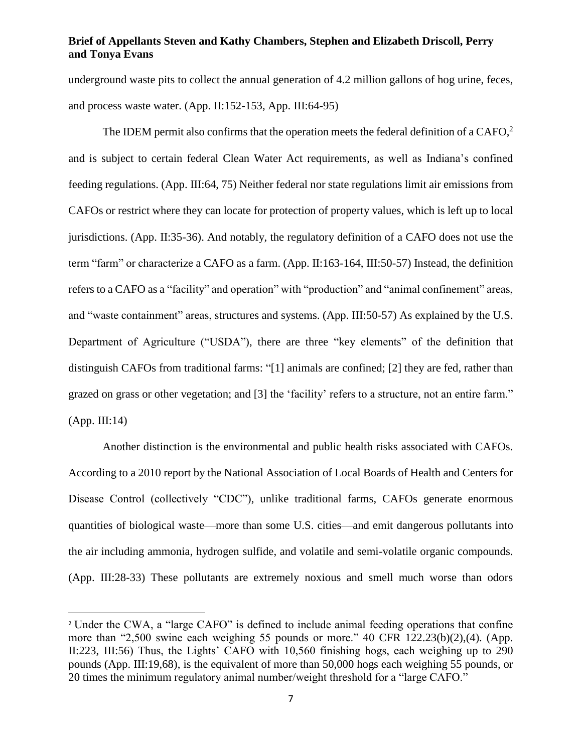underground waste pits to collect the annual generation of 4.2 million gallons of hog urine, feces, and process waste water. (App. II:152-153, App. III:64-95)

The IDEM permit also confirms that the operation meets the federal definition of a CAFO,[2] and is subject to certain federal Clean Water Act requirements, as well as Indiana's confined feeding regulations. (App. III:64, 75) Neither federal nor state regulations limit air emissions from CAFOs or restrict where they can locate for protection of property values, which is left up to local jurisdictions. (App. II:35-36). And notably, the regulatory definition of a CAFO does not use the term "farm" or characterize a CAFO as a farm. (App. II:163-164, III:50-57) Instead, the definition refers to a CAFO as a "facility" and operation" with "production" and "animal confinement" areas, and "waste containment" areas, structures and systems. (App. III:50-57) As explained by the U.S. Department of Agriculture ("USDA"), there are three "key elements" of the definition that distinguish CAFOs from traditional farms: "[1] animals are confined; [2] they are fed, rather than grazed on grass or other vegetation; and [3] the 'facility' refers to a structure, not an entire farm." (App. III:14)

Another distinction is the environmental and public health risks associated with CAFOs. According to a 2010 report by the National Association of Local Boards of Health and Centers for Disease Control (collectively "CDC"), unlike traditional farms, CAFOs generate enormous quantities of biological waste—more than some U.S. cities—and emit dangerous pollutants into the air including ammonia, hydrogen sulfide, and volatile and semi-volatile organic compounds. (App. III:28-33) These pollutants are extremely noxious and smell much worse than odors

---

[2] Under the CWA, a "large CAFO" is defined to include animal feeding operations that confine more than "2,500 swine each weighing 55 pounds or more." 40 CFR 122.23(b)(2),(4). (App. II:223, III:56) Thus, the Lights' CAFO with 10,560 finishing hogs, each weighing up to 290 pounds (App. III:19,68), is the equivalent of more than 50,000 hogs each weighing 55 pounds, or 20 times the minimum regulatory animal number/weight threshold for a "large CAFO."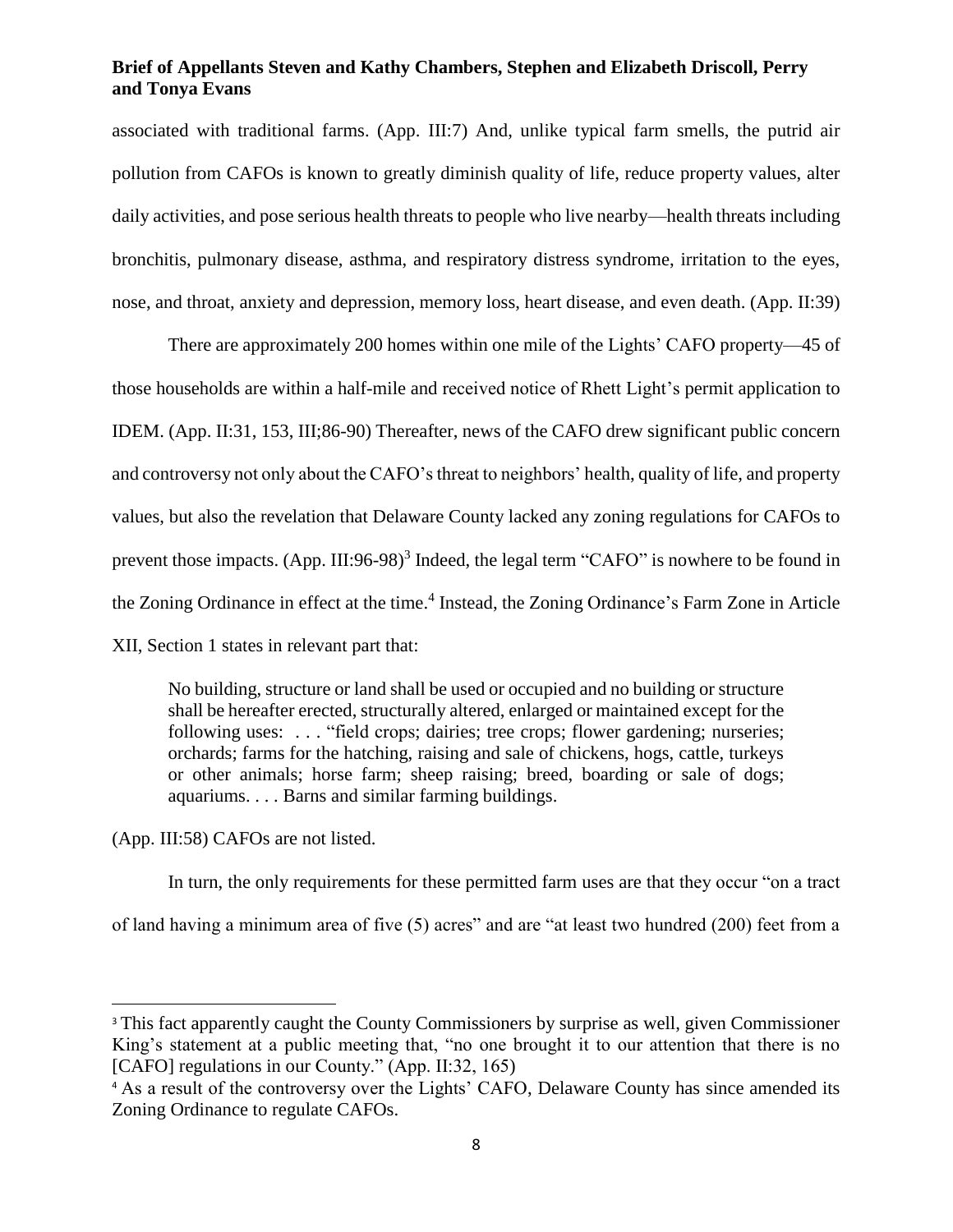associated with traditional farms. (App. III:7) And, unlike typical farm smells, the putrid air pollution from CAFOs is known to greatly diminish quality of life, reduce property values, alter daily activities, and pose serious health threats to people who live nearby—health threats including bronchitis, pulmonary disease, asthma, and respiratory distress syndrome, irritation to the eyes, nose, and throat, anxiety and depression, memory loss, heart disease, and even death. (App. II:39)

There are approximately 200 homes within one mile of the Lights' CAFO property—45 of those households are within a half-mile and received notice of Rhett Light's permit application to IDEM. (App. II:31, 153, III;86-90) Thereafter, news of the CAFO drew significant public concern and controversy not only about the CAFO's threat to neighbors' health, quality of life, and property values, but also the revelation that Delaware County lacked any zoning regulations for CAFOs to prevent those impacts. (App. III:96-98)[3] Indeed, the legal term "CAFO" is nowhere to be found in the Zoning Ordinance in effect at the time.[4] Instead, the Zoning Ordinance's Farm Zone in Article XII, Section 1 states in relevant part that:

> No building, structure or land shall be used or occupied and no building or structure shall be hereafter erected, structurally altered, enlarged or maintained except for the following uses: . . . "field crops; dairies; tree crops; flower gardening; nurseries; orchards; farms for the hatching, raising and sale of chickens, hogs, cattle, turkeys or other animals; horse farm; sheep raising; breed, boarding or sale of dogs; aquariums. . . . Barns and similar farming buildings.

(App. III:58) CAFOs are not listed.

In turn, the only requirements for these permitted farm uses are that they occur "on a tract of land having a minimum area of five (5) acres" and are "at least two hundred (200) feet from a

---

[3] This fact apparently caught the County Commissioners by surprise as well, given Commissioner King's statement at a public meeting that, "no one brought it to our attention that there is no [CAFO] regulations in our County." (App. II:32, 165)

[4] As a result of the controversy over the Lights' CAFO, Delaware County has since amended its Zoning Ordinance to regulate CAFOs.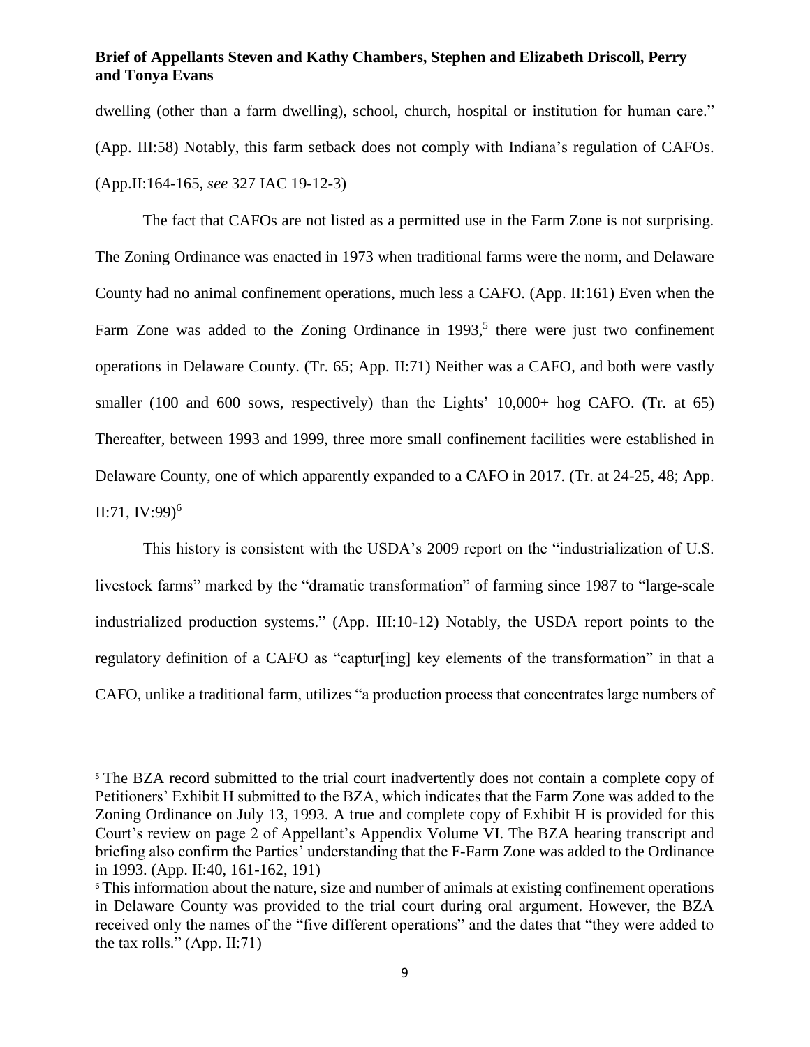dwelling (other than a farm dwelling), school, church, hospital or institution for human care." (App. III:58) Notably, this farm setback does not comply with Indiana's regulation of CAFOs. (App.II:164-165, *see* 327 IAC 19-12-3)

The fact that CAFOs are not listed as a permitted use in the Farm Zone is not surprising. The Zoning Ordinance was enacted in 1973 when traditional farms were the norm, and Delaware County had no animal confinement operations, much less a CAFO. (App. II:161) Even when the Farm Zone was added to the Zoning Ordinance in 1993,[5] there were just two confinement operations in Delaware County. (Tr. 65; App. II:71) Neither was a CAFO, and both were vastly smaller (100 and 600 sows, respectively) than the Lights' 10,000+ hog CAFO. (Tr. at 65) Thereafter, between 1993 and 1999, three more small confinement facilities were established in Delaware County, one of which apparently expanded to a CAFO in 2017. (Tr. at 24-25, 48; App. II:71, IV:99)[6]

This history is consistent with the USDA's 2009 report on the "industrialization of U.S. livestock farms" marked by the "dramatic transformation" of farming since 1987 to "large-scale industrialized production systems." (App. III:10-12) Notably, the USDA report points to the regulatory definition of a CAFO as "captur[ing] key elements of the transformation" in that a CAFO, unlike a traditional farm, utilizes "a production process that concentrates large numbers of

---

[5] The BZA record submitted to the trial court inadvertently does not contain a complete copy of Petitioners' Exhibit H submitted to the BZA, which indicates that the Farm Zone was added to the Zoning Ordinance on July 13, 1993. A true and complete copy of Exhibit H is provided for this Court's review on page 2 of Appellant's Appendix Volume VI. The BZA hearing transcript and briefing also confirm the Parties' understanding that the F-Farm Zone was added to the Ordinance in 1993. (App. II:40, 161-162, 191)

[6] This information about the nature, size and number of animals at existing confinement operations in Delaware County was provided to the trial court during oral argument. However, the BZA received only the names of the "five different operations" and the dates that "they were added to the tax rolls." (App. II:71)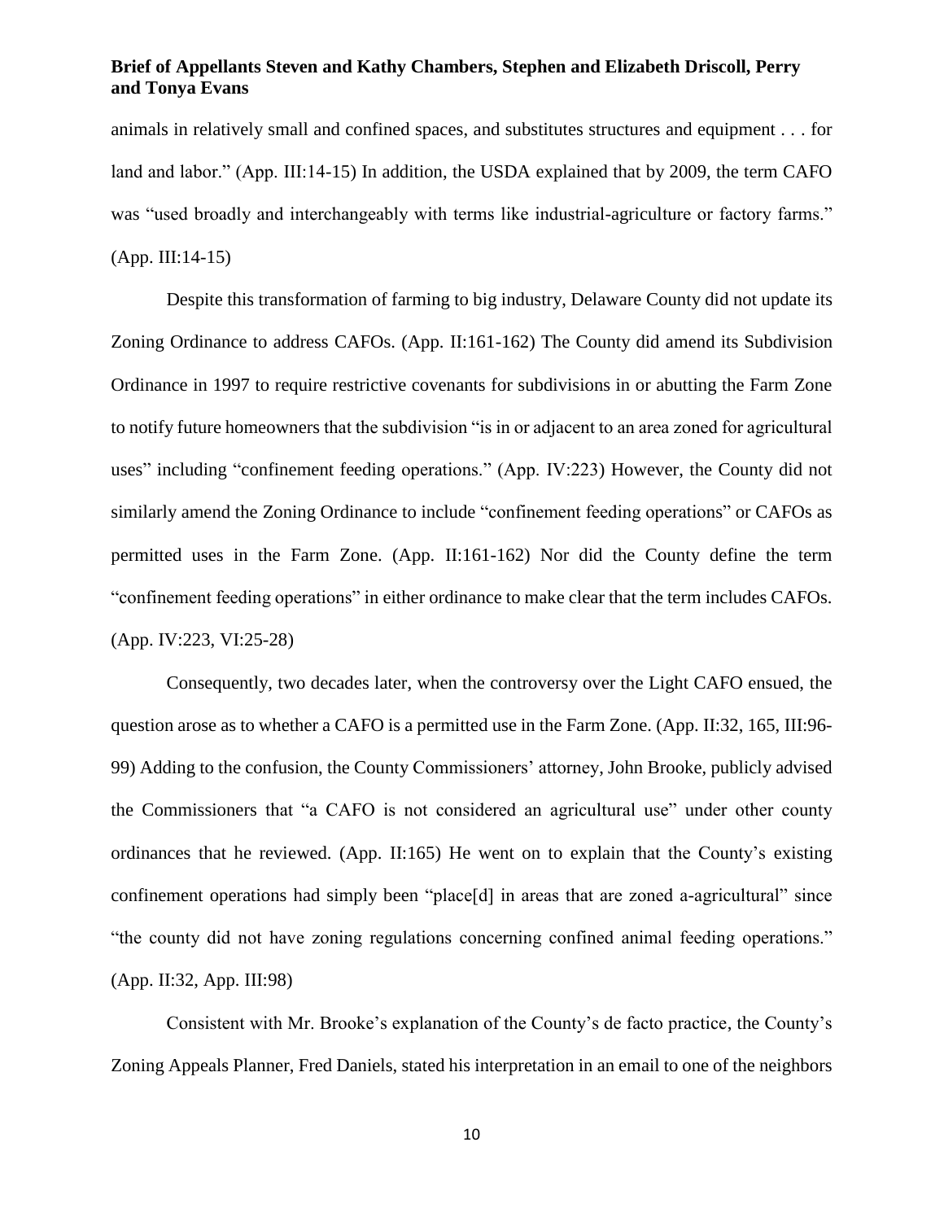animals in relatively small and confined spaces, and substitutes structures and equipment . . . for land and labor." (App. III:14-15) In addition, the USDA explained that by 2009, the term CAFO was "used broadly and interchangeably with terms like industrial-agriculture or factory farms." (App. III:14-15)

Despite this transformation of farming to big industry, Delaware County did not update its Zoning Ordinance to address CAFOs. (App. II:161-162) The County did amend its Subdivision Ordinance in 1997 to require restrictive covenants for subdivisions in or abutting the Farm Zone to notify future homeowners that the subdivision "is in or adjacent to an area zoned for agricultural uses" including "confinement feeding operations." (App. IV:223) However, the County did not similarly amend the Zoning Ordinance to include "confinement feeding operations" or CAFOs as permitted uses in the Farm Zone. (App. II:161-162) Nor did the County define the term "confinement feeding operations" in either ordinance to make clear that the term includes CAFOs. (App. IV:223, VI:25-28)

Consequently, two decades later, when the controversy over the Light CAFO ensued, the question arose as to whether a CAFO is a permitted use in the Farm Zone. (App. II:32, 165, III:96-99) Adding to the confusion, the County Commissioners' attorney, John Brooke, publicly advised the Commissioners that "a CAFO is not considered an agricultural use" under other county ordinances that he reviewed. (App. II:165) He went on to explain that the County's existing confinement operations had simply been "place[d] in areas that are zoned a-agricultural" since "the county did not have zoning regulations concerning confined animal feeding operations." (App. II:32, App. III:98)

Consistent with Mr. Brooke's explanation of the County's de facto practice, the County's Zoning Appeals Planner, Fred Daniels, stated his interpretation in an email to one of the neighbors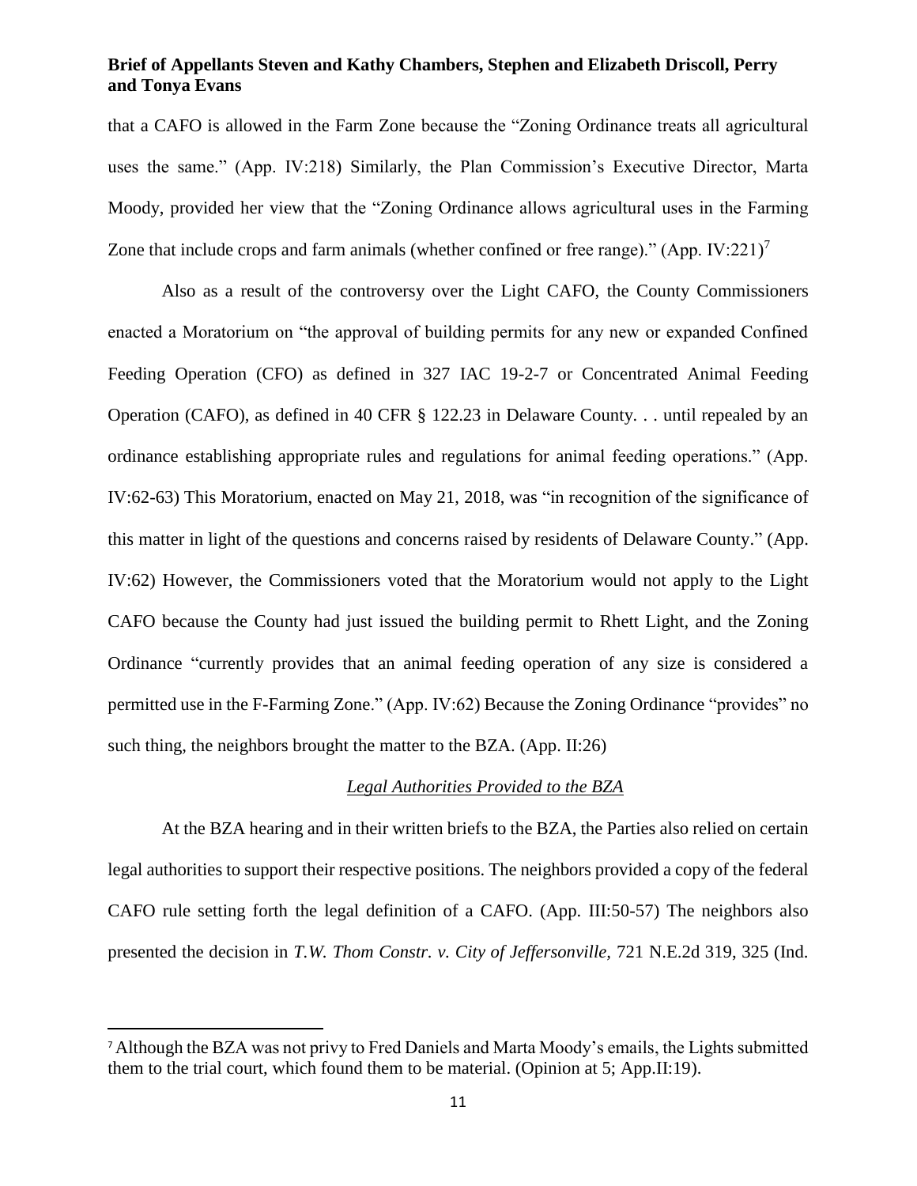that a CAFO is allowed in the Farm Zone because the "Zoning Ordinance treats all agricultural uses the same." (App. IV:218) Similarly, the Plan Commission's Executive Director, Marta Moody, provided her view that the "Zoning Ordinance allows agricultural uses in the Farming Zone that include crops and farm animals (whether confined or free range)." (App. IV:221)[7]

Also as a result of the controversy over the Light CAFO, the County Commissioners enacted a Moratorium on "the approval of building permits for any new or expanded Confined Feeding Operation (CFO) as defined in 327 IAC 19-2-7 or Concentrated Animal Feeding Operation (CAFO), as defined in 40 CFR § 122.23 in Delaware County. . . until repealed by an ordinance establishing appropriate rules and regulations for animal feeding operations." (App. IV:62-63) This Moratorium, enacted on May 21, 2018, was "in recognition of the significance of this matter in light of the questions and concerns raised by residents of Delaware County." (App. IV:62) However, the Commissioners voted that the Moratorium would not apply to the Light CAFO because the County had just issued the building permit to Rhett Light, and the Zoning Ordinance "currently provides that an animal feeding operation of any size is considered a permitted use in the F-Farming Zone." (App. IV:62) Because the Zoning Ordinance "provides" no such thing, the neighbors brought the matter to the BZA. (App. II:26)

*Legal Authorities Provided to the BZA*

At the BZA hearing and in their written briefs to the BZA, the Parties also relied on certain legal authorities to support their respective positions. The neighbors provided a copy of the federal CAFO rule setting forth the legal definition of a CAFO. (App. III:50-57) The neighbors also presented the decision in *T.W. Thom Constr. v. City of Jeffersonville*, 721 N.E.2d 319, 325 (Ind.

---

[7] Although the BZA was not privy to Fred Daniels and Marta Moody's emails, the Lights submitted them to the trial court, which found them to be material. (Opinion at 5; App.II:19).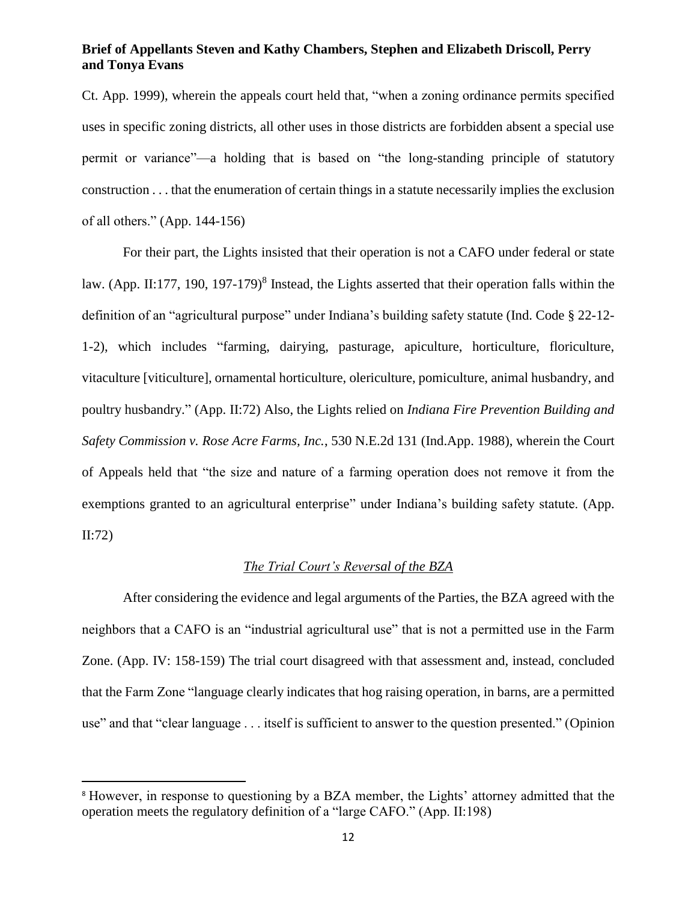Ct. App. 1999), wherein the appeals court held that, "when a zoning ordinance permits specified uses in specific zoning districts, all other uses in those districts are forbidden absent a special use permit or variance"—a holding that is based on "the long-standing principle of statutory construction . . . that the enumeration of certain things in a statute necessarily implies the exclusion of all others." (App. 144-156)

For their part, the Lights insisted that their operation is not a CAFO under federal or state law. (App. II:177, 190, 197-179)[8] Instead, the Lights asserted that their operation falls within the definition of an "agricultural purpose" under Indiana's building safety statute (Ind. Code § 22-12-1-2), which includes "farming, dairying, pasturage, apiculture, horticulture, floriculture, vitaculture [viticulture], ornamental horticulture, olericulture, pomiculture, animal husbandry, and poultry husbandry." (App. II:72) Also, the Lights relied on *Indiana Fire Prevention Building and Safety Commission v. Rose Acre Farms, Inc.*, 530 N.E.2d 131 (Ind.App. 1988), wherein the Court of Appeals held that "the size and nature of a farming operation does not remove it from the exemptions granted to an agricultural enterprise" under Indiana's building safety statute. (App. II:72)

*The Trial Court's Reversal of the BZA*

After considering the evidence and legal arguments of the Parties, the BZA agreed with the neighbors that a CAFO is an "industrial agricultural use" that is not a permitted use in the Farm Zone. (App. IV: 158-159) The trial court disagreed with that assessment and, instead, concluded that the Farm Zone "language clearly indicates that hog raising operation, in barns, are a permitted use" and that "clear language . . . itself is sufficient to answer to the question presented." (Opinion

---

[8] However, in response to questioning by a BZA member, the Lights' attorney admitted that the operation meets the regulatory definition of a "large CAFO." (App. II:198)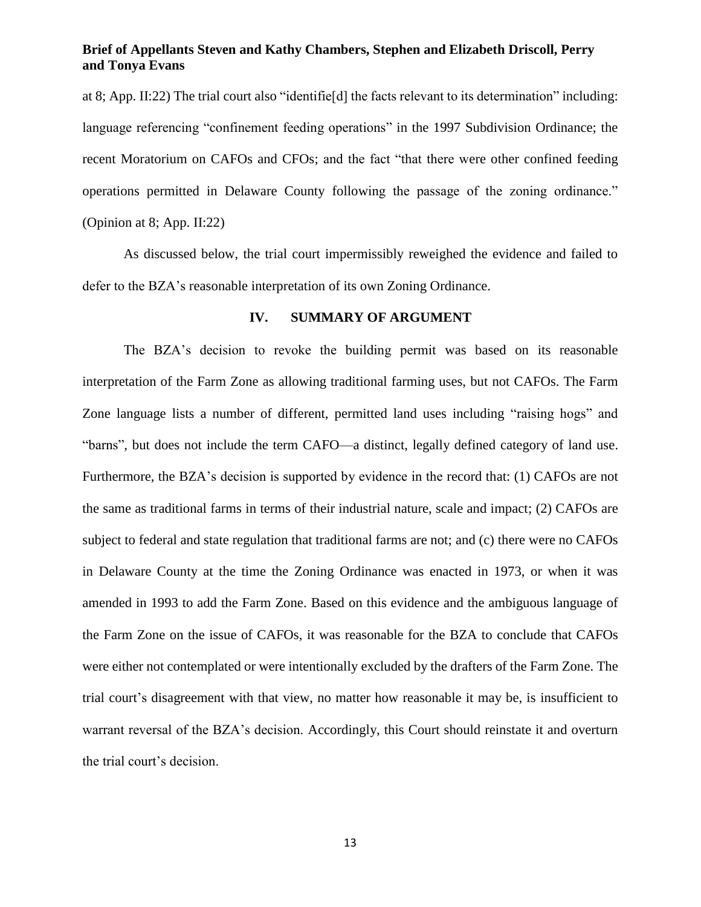at 8; App. II:22) The trial court also "identifie[d] the facts relevant to its determination" including: language referencing "confinement feeding operations" in the 1997 Subdivision Ordinance; the recent Moratorium on CAFOs and CFOs; and the fact "that there were other confined feeding operations permitted in Delaware County following the passage of the zoning ordinance." (Opinion at 8; App. II:22)

As discussed below, the trial court impermissibly reweighed the evidence and failed to defer to the BZA's reasonable interpretation of its own Zoning Ordinance.

## IV. SUMMARY OF ARGUMENT

The BZA's decision to revoke the building permit was based on its reasonable interpretation of the Farm Zone as allowing traditional farming uses, but not CAFOs. The Farm Zone language lists a number of different, permitted land uses including "raising hogs" and "barns", but does not include the term CAFO—a distinct, legally defined category of land use. Furthermore, the BZA's decision is supported by evidence in the record that: (1) CAFOs are not the same as traditional farms in terms of their industrial nature, scale and impact; (2) CAFOs are subject to federal and state regulation that traditional farms are not; and (c) there were no CAFOs in Delaware County at the time the Zoning Ordinance was enacted in 1973, or when it was amended in 1993 to add the Farm Zone. Based on this evidence and the ambiguous language of the Farm Zone on the issue of CAFOs, it was reasonable for the BZA to conclude that CAFOs were either not contemplated or were intentionally excluded by the drafters of the Farm Zone. The trial court's disagreement with that view, no matter how reasonable it may be, is insufficient to warrant reversal of the BZA's decision. Accordingly, this Court should reinstate it and overturn the trial court's decision.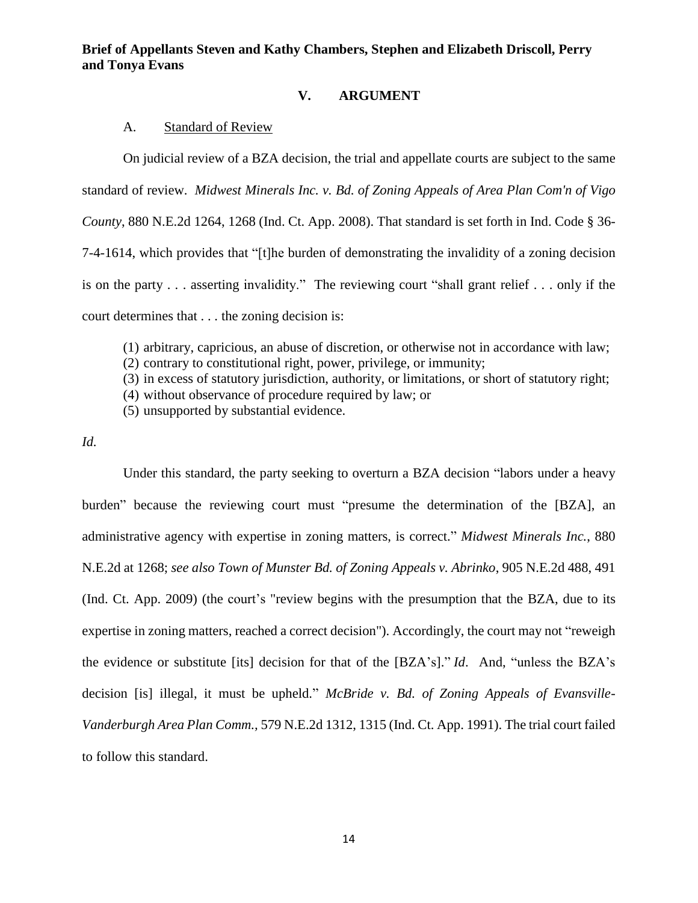**Brief of Appellants Steven and Kathy Chambers, Stephen and Elizabeth Driscoll, Perry and Tonya Evans**

## V. ARGUMENT

### A. Standard of Review

On judicial review of a BZA decision, the trial and appellate courts are subject to the same standard of review. *Midwest Minerals Inc. v. Bd. of Zoning Appeals of Area Plan Com'n of Vigo County*, 880 N.E.2d 1264, 1268 (Ind. Ct. App. 2008). That standard is set forth in Ind. Code § 36-7-4-1614, which provides that "[t]he burden of demonstrating the invalidity of a zoning decision is on the party . . . asserting invalidity." The reviewing court "shall grant relief . . . only if the court determines that . . . the zoning decision is:

(1) arbitrary, capricious, an abuse of discretion, or otherwise not in accordance with law;
(2) contrary to constitutional right, power, privilege, or immunity;
(3) in excess of statutory jurisdiction, authority, or limitations, or short of statutory right;
(4) without observance of procedure required by law; or
(5) unsupported by substantial evidence.

*Id.*

Under this standard, the party seeking to overturn a BZA decision "labors under a heavy burden" because the reviewing court must "presume the determination of the [BZA], an administrative agency with expertise in zoning matters, is correct." *Midwest Minerals Inc.*, 880 N.E.2d at 1268; *see also Town of Munster Bd. of Zoning Appeals v. Abrinko*, 905 N.E.2d 488, 491 (Ind. Ct. App. 2009) (the court's "review begins with the presumption that the BZA, due to its expertise in zoning matters, reached a correct decision"). Accordingly, the court may not "reweigh the evidence or substitute [its] decision for that of the [BZA's]." *Id*. And, "unless the BZA's decision [is] illegal, it must be upheld." *McBride v. Bd. of Zoning Appeals of Evansville-Vanderburgh Area Plan Comm.*, 579 N.E.2d 1312, 1315 (Ind. Ct. App. 1991). The trial court failed to follow this standard.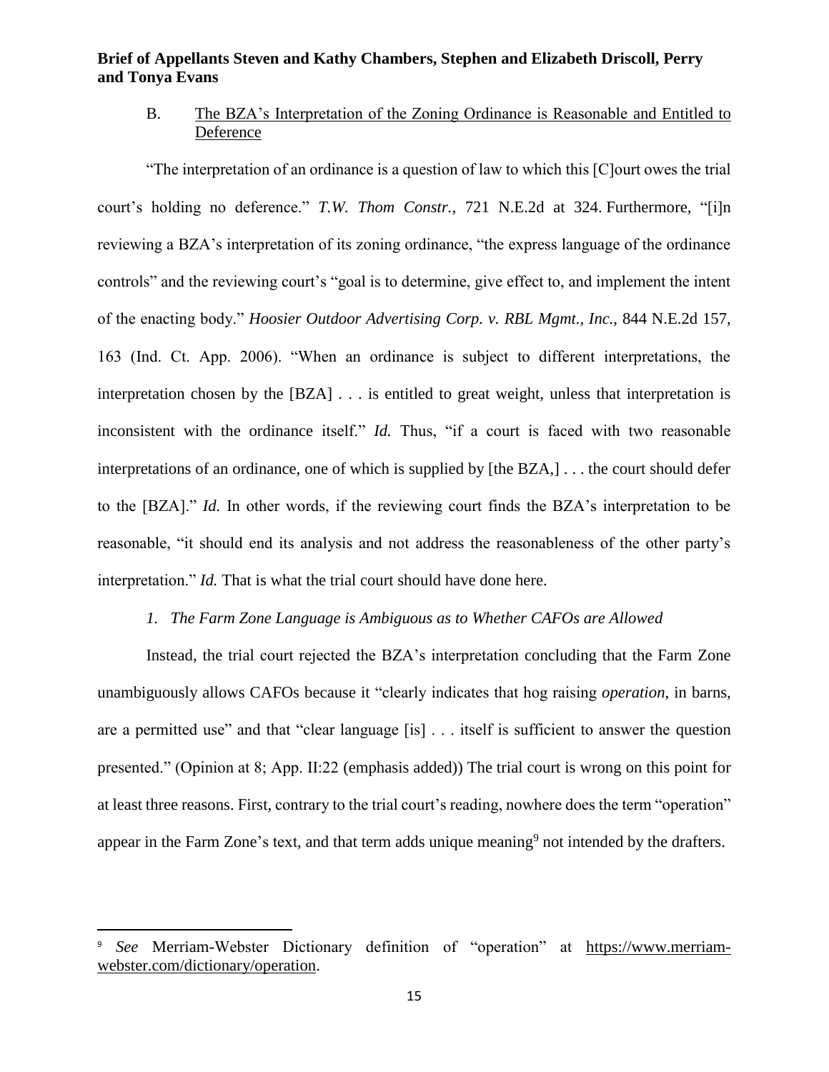B. <u>The BZA's Interpretation of the Zoning Ordinance is Reasonable and Entitled to Deference</u>

"The interpretation of an ordinance is a question of law to which this [C]ourt owes the trial court's holding no deference." *T.W. Thom Constr.,* 721 N.E.2d at 324. Furthermore, "[i]n reviewing a BZA's interpretation of its zoning ordinance, "the express language of the ordinance controls" and the reviewing court's "goal is to determine, give effect to, and implement the intent of the enacting body." *Hoosier Outdoor Advertising Corp. v. RBL Mgmt., Inc.,* 844 N.E.2d 157, 163 (Ind. Ct. App. 2006). "When an ordinance is subject to different interpretations, the interpretation chosen by the [BZA] . . . is entitled to great weight, unless that interpretation is inconsistent with the ordinance itself." *Id.* Thus, "if a court is faced with two reasonable interpretations of an ordinance, one of which is supplied by [the BZA,] . . . the court should defer to the [BZA]." *Id.* In other words, if the reviewing court finds the BZA's interpretation to be reasonable, "it should end its analysis and not address the reasonableness of the other party's interpretation." *Id.* That is what the trial court should have done here.

*1. The Farm Zone Language is Ambiguous as to Whether CAFOs are Allowed*

Instead, the trial court rejected the BZA's interpretation concluding that the Farm Zone unambiguously allows CAFOs because it "clearly indicates that hog raising *operation*, in barns, are a permitted use" and that "clear language [is] . . . itself is sufficient to answer the question presented." (Opinion at 8; App. II:22 (emphasis added)) The trial court is wrong on this point for at least three reasons. First, contrary to the trial court's reading, nowhere does the term "operation" appear in the Farm Zone's text, and that term adds unique meaning[9] not intended by the drafters.

---

[9] *See* Merriam-Webster Dictionary definition of "operation" at <u>https://www.merriam-webster.com/dictionary/operation</u>.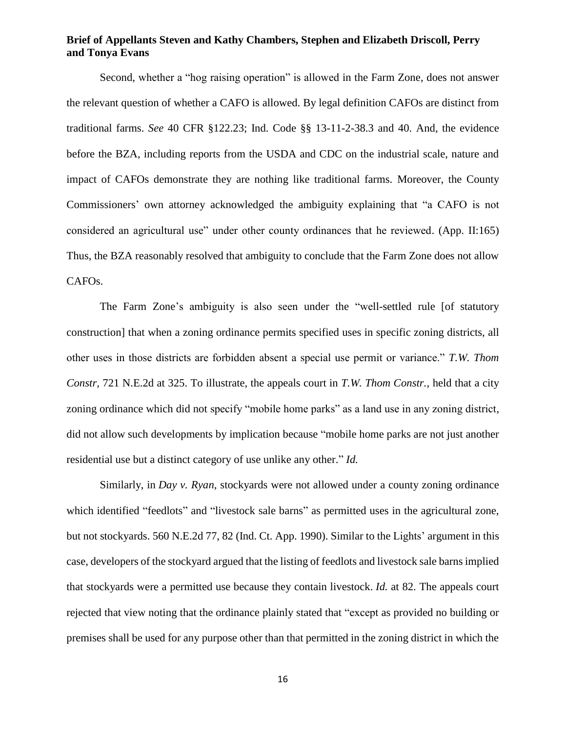Second, whether a "hog raising operation" is allowed in the Farm Zone, does not answer the relevant question of whether a CAFO is allowed. By legal definition CAFOs are distinct from traditional farms. *See* 40 CFR §122.23; Ind. Code §§ 13-11-2-38.3 and 40. And, the evidence before the BZA, including reports from the USDA and CDC on the industrial scale, nature and impact of CAFOs demonstrate they are nothing like traditional farms. Moreover, the County Commissioners' own attorney acknowledged the ambiguity explaining that "a CAFO is not considered an agricultural use" under other county ordinances that he reviewed. (App. II:165) Thus, the BZA reasonably resolved that ambiguity to conclude that the Farm Zone does not allow CAFOs.

The Farm Zone's ambiguity is also seen under the "well-settled rule [of statutory construction] that when a zoning ordinance permits specified uses in specific zoning districts, all other uses in those districts are forbidden absent a special use permit or variance." *T.W. Thom Constr*, 721 N.E.2d at 325. To illustrate, the appeals court in *T.W. Thom Constr.*, held that a city zoning ordinance which did not specify "mobile home parks" as a land use in any zoning district, did not allow such developments by implication because "mobile home parks are not just another residential use but a distinct category of use unlike any other." *Id.*

Similarly, in *Day v. Ryan*, stockyards were not allowed under a county zoning ordinance which identified "feedlots" and "livestock sale barns" as permitted uses in the agricultural zone, but not stockyards. 560 N.E.2d 77, 82 (Ind. Ct. App. 1990). Similar to the Lights' argument in this case, developers of the stockyard argued that the listing of feedlots and livestock sale barns implied that stockyards were a permitted use because they contain livestock. *Id.* at 82. The appeals court rejected that view noting that the ordinance plainly stated that "except as provided no building or premises shall be used for any purpose other than that permitted in the zoning district in which the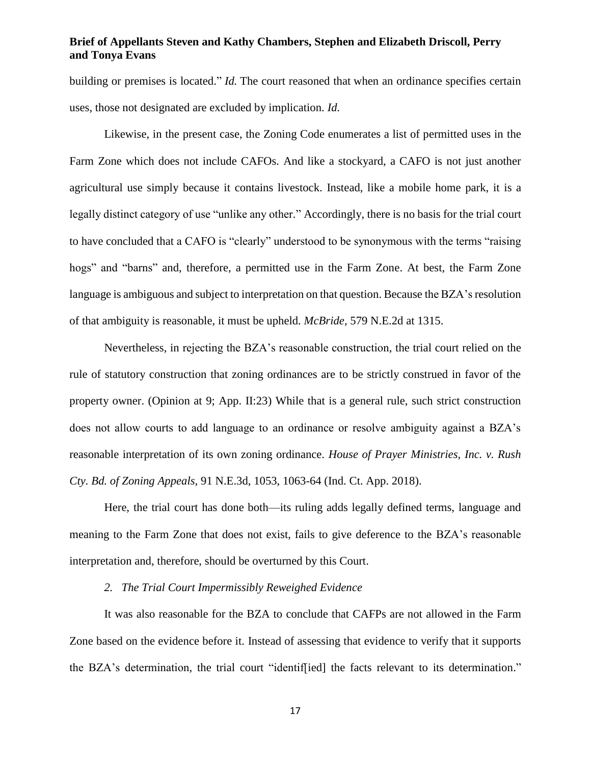building or premises is located." *Id.* The court reasoned that when an ordinance specifies certain uses, those not designated are excluded by implication. *Id.*

Likewise, in the present case, the Zoning Code enumerates a list of permitted uses in the Farm Zone which does not include CAFOs. And like a stockyard, a CAFO is not just another agricultural use simply because it contains livestock. Instead, like a mobile home park, it is a legally distinct category of use "unlike any other." Accordingly, there is no basis for the trial court to have concluded that a CAFO is "clearly" understood to be synonymous with the terms "raising hogs" and "barns" and, therefore, a permitted use in the Farm Zone. At best, the Farm Zone language is ambiguous and subject to interpretation on that question. Because the BZA's resolution of that ambiguity is reasonable, it must be upheld. *McBride,* 579 N.E.2d at 1315.

Nevertheless, in rejecting the BZA's reasonable construction, the trial court relied on the rule of statutory construction that zoning ordinances are to be strictly construed in favor of the property owner. (Opinion at 9; App. II:23) While that is a general rule, such strict construction does not allow courts to add language to an ordinance or resolve ambiguity against a BZA's reasonable interpretation of its own zoning ordinance. *House of Prayer Ministries, Inc. v. Rush Cty. Bd. of Zoning Appeals*, 91 N.E.3d, 1053, 1063-64 (Ind. Ct. App. 2018).

Here, the trial court has done both—its ruling adds legally defined terms, language and meaning to the Farm Zone that does not exist, fails to give deference to the BZA's reasonable interpretation and, therefore, should be overturned by this Court.

*2. The Trial Court Impermissibly Reweighed Evidence*

It was also reasonable for the BZA to conclude that CAFPs are not allowed in the Farm Zone based on the evidence before it. Instead of assessing that evidence to verify that it supports the BZA's determination, the trial court "identif[ied] the facts relevant to its determination."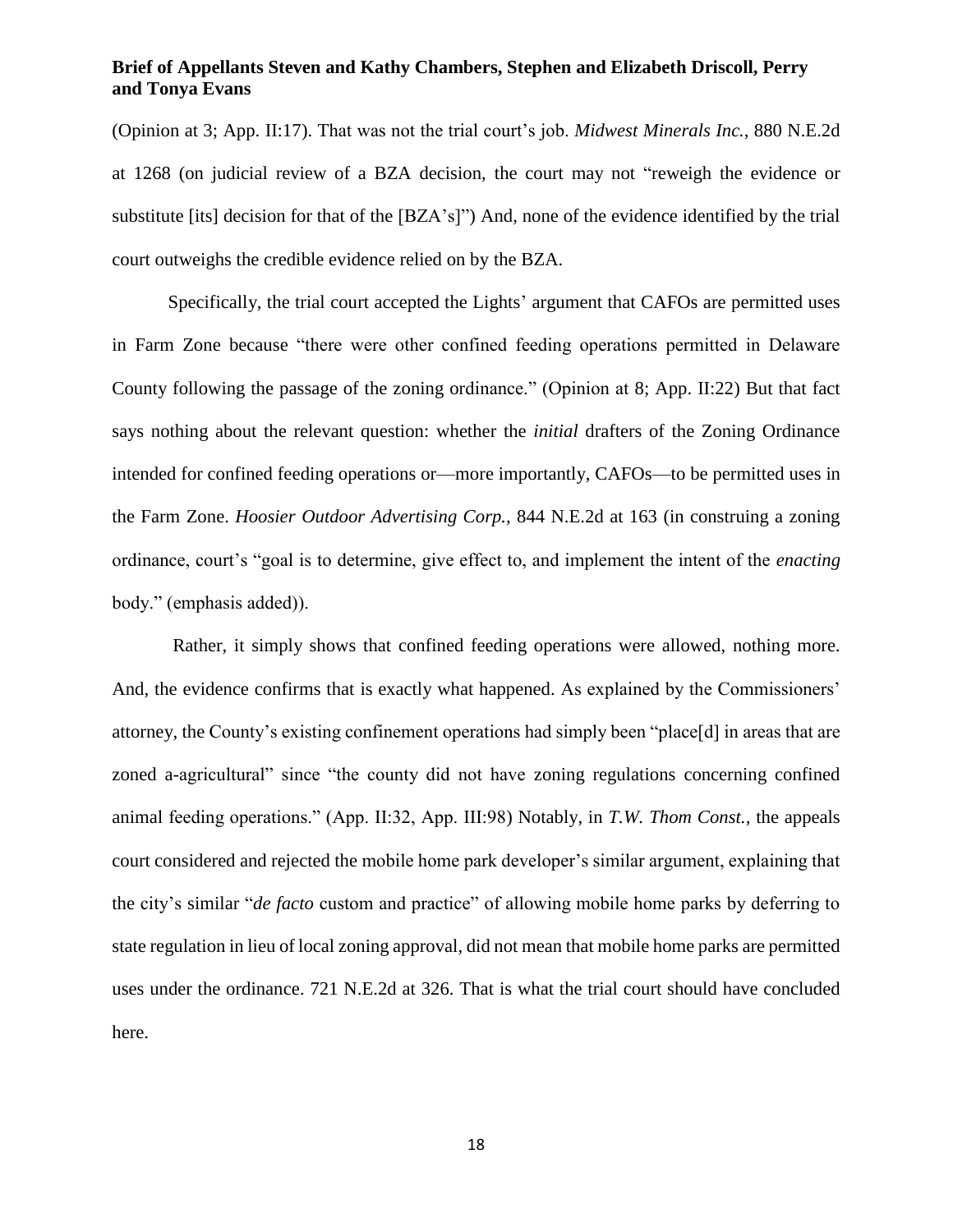(Opinion at 3; App. II:17). That was not the trial court's job. *Midwest Minerals Inc.*, 880 N.E.2d at 1268 (on judicial review of a BZA decision, the court may not "reweigh the evidence or substitute [its] decision for that of the [BZA's]") And, none of the evidence identified by the trial court outweighs the credible evidence relied on by the BZA.

Specifically, the trial court accepted the Lights' argument that CAFOs are permitted uses in Farm Zone because "there were other confined feeding operations permitted in Delaware County following the passage of the zoning ordinance." (Opinion at 8; App. II:22) But that fact says nothing about the relevant question: whether the *initial* drafters of the Zoning Ordinance intended for confined feeding operations or—more importantly, CAFOs—to be permitted uses in the Farm Zone. *Hoosier Outdoor Advertising Corp.*, 844 N.E.2d at 163 (in construing a zoning ordinance, court's "goal is to determine, give effect to, and implement the intent of the *enacting* body." (emphasis added)).

Rather, it simply shows that confined feeding operations were allowed, nothing more. And, the evidence confirms that is exactly what happened. As explained by the Commissioners' attorney, the County's existing confinement operations had simply been "place[d] in areas that are zoned a-agricultural" since "the county did not have zoning regulations concerning confined animal feeding operations." (App. II:32, App. III:98) Notably, in *T.W. Thom Const.*, the appeals court considered and rejected the mobile home park developer's similar argument, explaining that the city's similar "*de facto* custom and practice" of allowing mobile home parks by deferring to state regulation in lieu of local zoning approval, did not mean that mobile home parks are permitted uses under the ordinance. 721 N.E.2d at 326. That is what the trial court should have concluded here.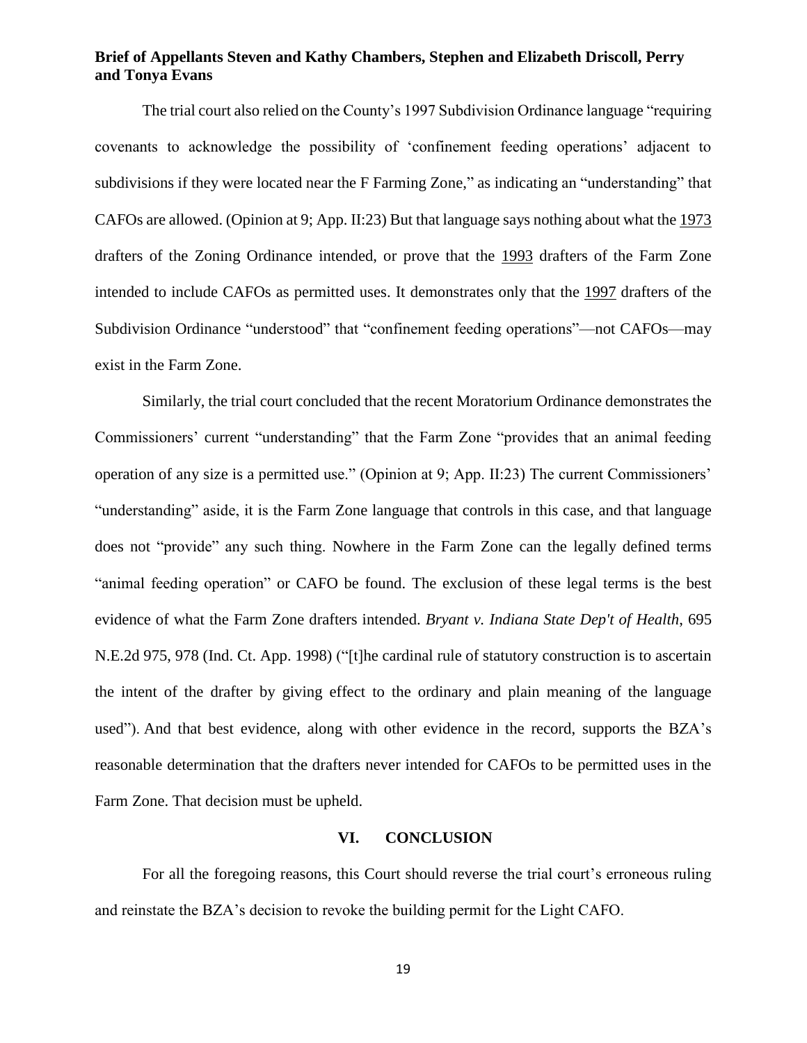The trial court also relied on the County's 1997 Subdivision Ordinance language "requiring covenants to acknowledge the possibility of 'confinement feeding operations' adjacent to subdivisions if they were located near the F Farming Zone," as indicating an "understanding" that CAFOs are allowed. (Opinion at 9; App. II:23) But that language says nothing about what the 1973 drafters of the Zoning Ordinance intended, or prove that the 1993 drafters of the Farm Zone intended to include CAFOs as permitted uses. It demonstrates only that the 1997 drafters of the Subdivision Ordinance "understood" that "confinement feeding operations"—not CAFOs—may exist in the Farm Zone.

Similarly, the trial court concluded that the recent Moratorium Ordinance demonstrates the Commissioners' current "understanding" that the Farm Zone "provides that an animal feeding operation of any size is a permitted use." (Opinion at 9; App. II:23) The current Commissioners' "understanding" aside, it is the Farm Zone language that controls in this case, and that language does not "provide" any such thing. Nowhere in the Farm Zone can the legally defined terms "animal feeding operation" or CAFO be found. The exclusion of these legal terms is the best evidence of what the Farm Zone drafters intended. *Bryant v. Indiana State Dep't of Health*, 695 N.E.2d 975, 978 (Ind. Ct. App. 1998) ("[t]he cardinal rule of statutory construction is to ascertain the intent of the drafter by giving effect to the ordinary and plain meaning of the language used"). And that best evidence, along with other evidence in the record, supports the BZA's reasonable determination that the drafters never intended for CAFOs to be permitted uses in the Farm Zone. That decision must be upheld.

## VI. CONCLUSION

For all the foregoing reasons, this Court should reverse the trial court's erroneous ruling and reinstate the BZA's decision to revoke the building permit for the Light CAFO.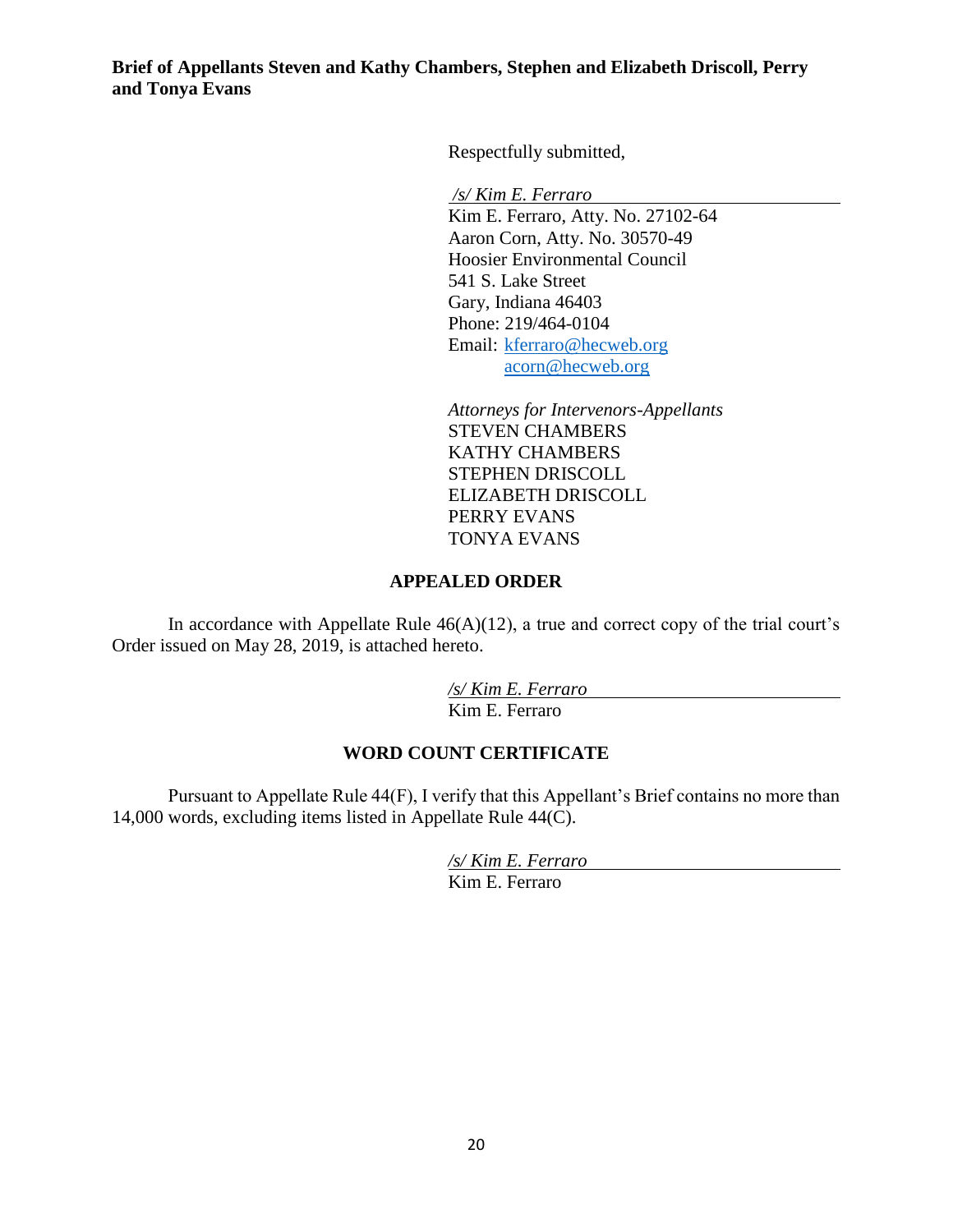Respectfully submitted,

*/s/ Kim E. Ferraro*
Kim E. Ferraro, Atty. No. 27102-64
Aaron Corn, Atty. No. 30570-49
Hoosier Environmental Council
541 S. Lake Street
Gary, Indiana 46403
Phone: 219/464-0104
Email: kferraro@hecweb.org
acorn@hecweb.org

*Attorneys for Intervenors-Appellants*
STEVEN CHAMBERS
KATHY CHAMBERS
STEPHEN DRISCOLL
ELIZABETH DRISCOLL
PERRY EVANS
TONYA EVANS

## APPEALED ORDER

In accordance with Appellate Rule 46(A)(12), a true and correct copy of the trial court's Order issued on May 28, 2019, is attached hereto.

*/s/ Kim E. Ferraro*
Kim E. Ferraro

## WORD COUNT CERTIFICATE

Pursuant to Appellate Rule 44(F), I verify that this Appellant's Brief contains no more than 14,000 words, excluding items listed in Appellate Rule 44(C).

*/s/ Kim E. Ferraro*
Kim E. Ferraro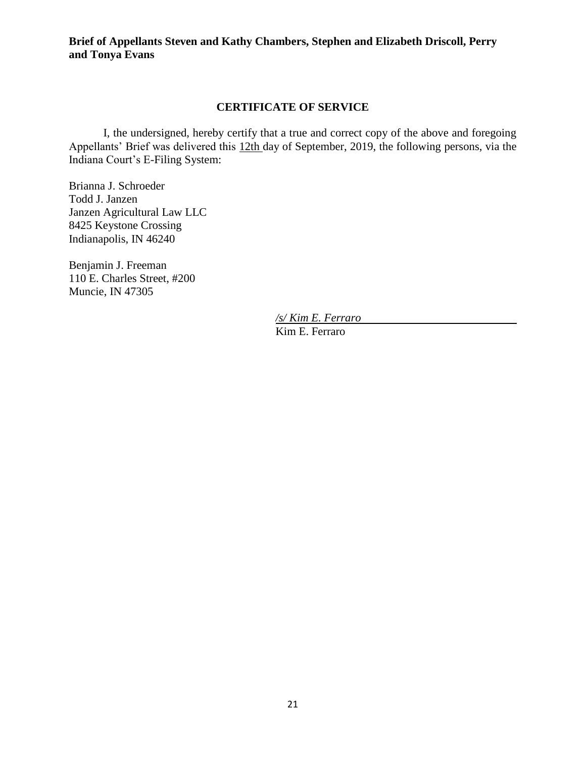**Brief of Appellants Steven and Kathy Chambers, Stephen and Elizabeth Driscoll, Perry and Tonya Evans**

## CERTIFICATE OF SERVICE

I, the undersigned, hereby certify that a true and correct copy of the above and foregoing Appellants' Brief was delivered this 12th day of September, 2019, the following persons, via the Indiana Court's E-Filing System:

Brianna J. Schroeder
Todd J. Janzen
Janzen Agricultural Law LLC
8425 Keystone Crossing
Indianapolis, IN 46240

Benjamin J. Freeman
110 E. Charles Street, #200
Muncie, IN 47305

*/s/ Kim E. Ferraro*
Kim E. Ferraro